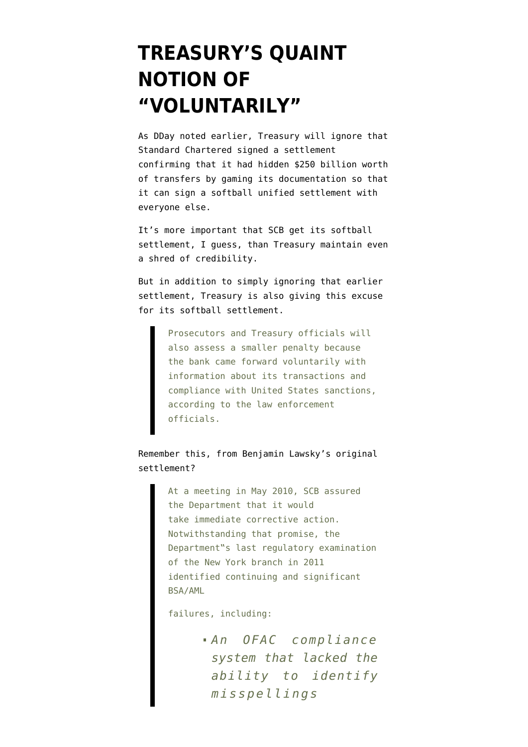# TREASURY'S QUAINT NOTION OF "VOLUNTARILY"

As DDay noted earlier, Treasury will ignore that Standard Chartered signed a settlement confirming that it had hidden $250 billion worth of transfers by gaming its documentation so that it can sign a softball unified settlement with everyone else.

It's more important that SCB get its softball settlement, I guess, than Treasury maintain even a shred of credibility.

But in addition to simply ignoring that earlier settlement, Treasury is also giving this excuse for its softball settlement.

> Prosecutors and Treasury officials will also assess a smaller penalty because the bank came forward voluntarily with information about its transactions and compliance with United States sanctions, according to the law enforcement officials.

Remember this, from Benjamin Lawsky's original settlement?

> At a meeting in May 2010, SCB assured the Department that it would take immediate corrective action. Notwithstanding that promise, the Department‟s last regulatory examination of the New York branch in 2011 identified continuing and significant BSA/AML
>
> failures, including:
>
> - *An OFAC compliance system that lacked the ability to identify misspellings*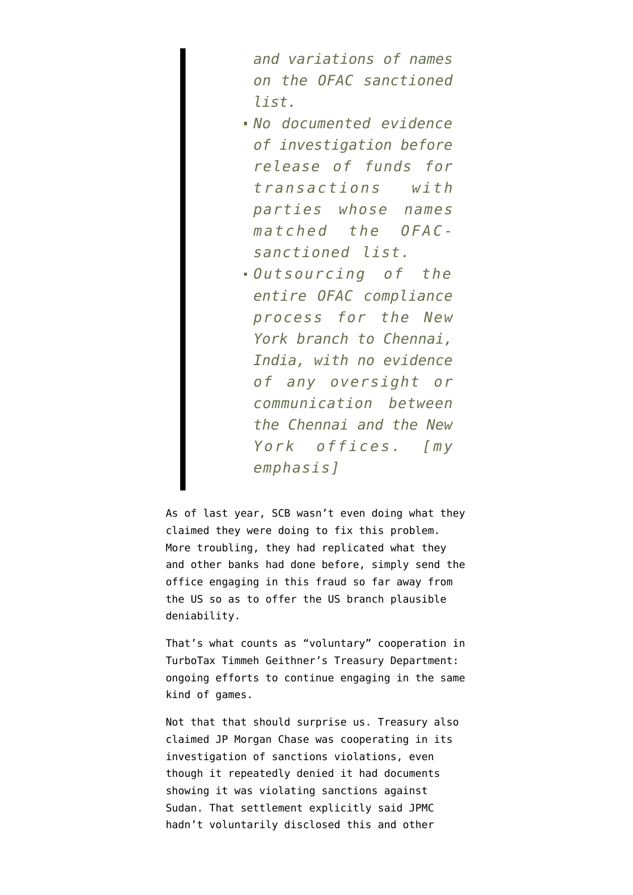> *and variations of names on the OFAC sanctioned list.*
>
> - *No documented evidence of investigation before release of funds for transactions with parties whose names matched the OFAC-sanctioned list.*
> - *Outsourcing of the entire OFAC compliance process for the New York branch to Chennai, India, with no evidence of any oversight or communication between the Chennai and the New York offices. [my emphasis]*

As of last year, SCB wasn't even doing what they claimed they were doing to fix this problem. More troubling, they had replicated what they and other banks had done before, simply send the office engaging in this fraud so far away from the US so as to offer the US branch plausible deniability.

That's what counts as "voluntary" cooperation in TurboTax Timmeh Geithner's Treasury Department: ongoing efforts to continue engaging in the same kind of games.

Not that that should surprise us. Treasury also claimed JP Morgan Chase was cooperating in its investigation of sanctions violations, even though it repeatedly denied it had documents showing it was violating sanctions against Sudan. That settlement explicitly said JPMC hadn't voluntarily disclosed this and other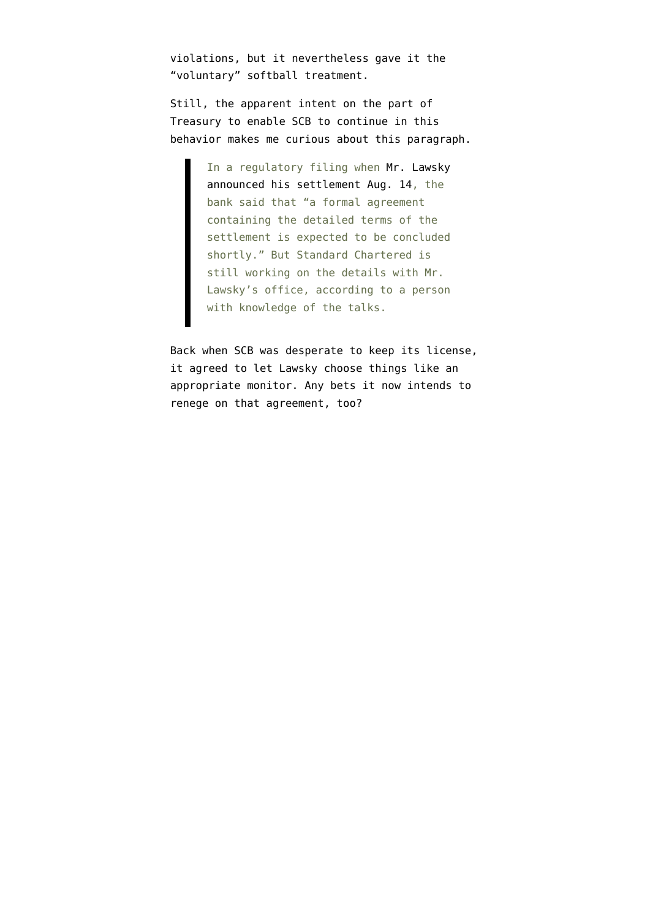violations, but it nevertheless gave it the "voluntary" softball treatment.

Still, the apparent intent on the part of Treasury to enable SCB to continue in this behavior makes me curious about this paragraph.

> In a regulatory filing when Mr. Lawsky announced his settlement Aug. 14, the bank said that "a formal agreement containing the detailed terms of the settlement is expected to be concluded shortly." But Standard Chartered is still working on the details with Mr. Lawsky's office, according to a person with knowledge of the talks.

Back when SCB was desperate to keep its license, it agreed to let Lawsky choose things like an appropriate monitor. Any bets it now intends to renege on that agreement, too?